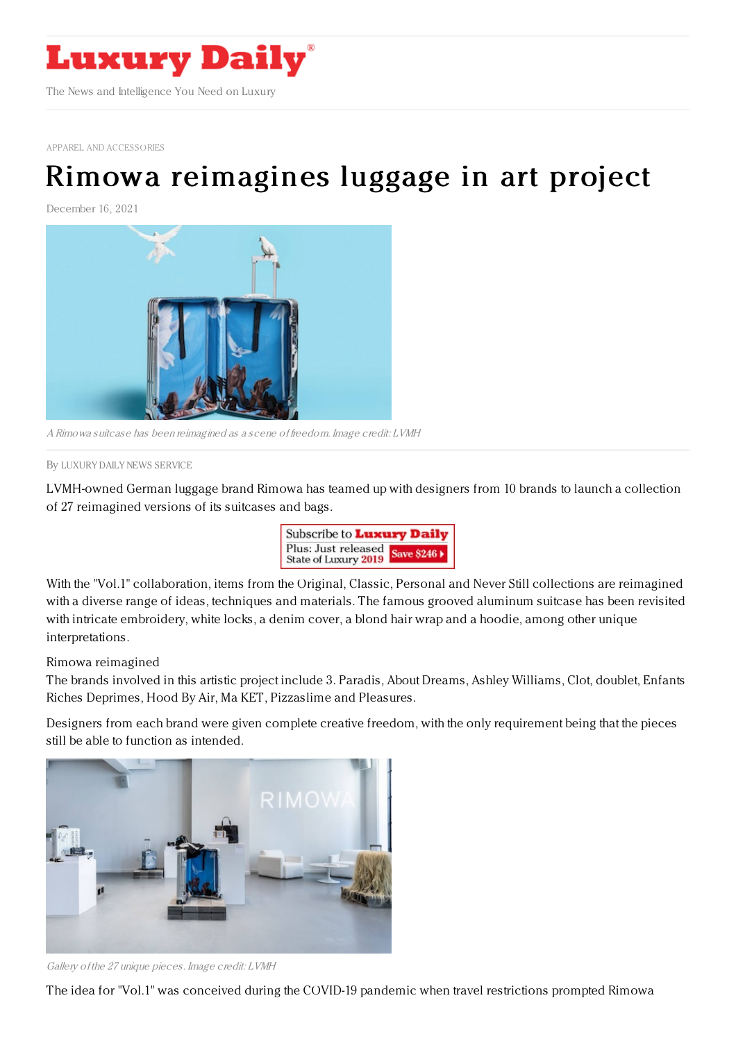APPAREL AND ACCESSORIES

# Rimowa reimagines luggage in art project

December 16, 2021

*A Rimowa suitcase has been reimagined as a scene of freedom. Image credit: LVMH*

By LUXURY DAILY NEWS SERVICE

LVMH-owned German luggage brand Rimowa has teamed up with designers from 10 brands to launch a collection of 27 reimagined versions of its suitcases and bags.

With the "Vol.1" collaboration, items from the Original, Classic, Personal and Never Still collections are reimagined with a diverse range of ideas, techniques and materials. The famous grooved aluminum suitcase has been revisited with intricate embroidery, white locks, a denim cover, a blond hair wrap and a hoodie, among other unique interpretations.

Rimowa reimagined

The brands involved in this artistic project include 3. Paradis, About Dreams, Ashley Williams, Clot, doublet, Enfants Riches Deprimes, Hood By Air, Ma KET, Pizzaslime and Pleasures.

Designers from each brand were given complete creative freedom, with the only requirement being that the pieces still be able to function as intended.

*Gallery of the 27 unique pieces. Image credit: LVMH*

The idea for "Vol.1" was conceived during the COVID-19 pandemic when travel restrictions prompted Rimowa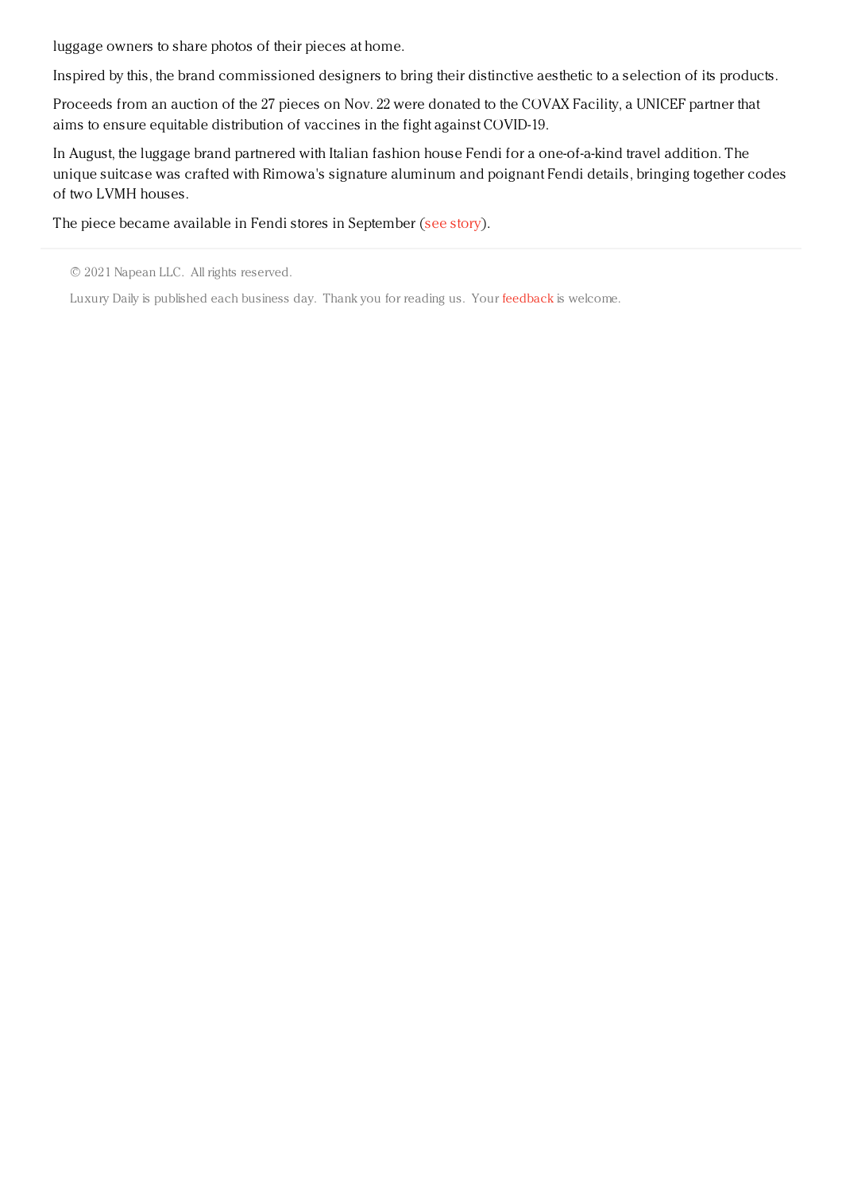luggage owners to share photos of their pieces at home.

Inspired by this, the brand commissioned designers to bring their distinctive aesthetic to a selection of its products.

Proceeds from an auction of the 27 pieces on Nov. 22 were donated to the COVAX Facility, a UNICEF partner that aims to ensure equitable distribution of vaccines in the fight against COVID-19.

In August, the luggage brand partnered with Italian fashion house Fendi for a one-of-a-kind travel addition. The unique suitcase was crafted with Rimowa's signature aluminum and poignant Fendi details, bringing together codes of two LVMH houses.

The piece became available in Fendi stores in September (see story).

---

© 2021 Napean LLC. All rights reserved.

Luxury Daily is published each business day. Thank you for reading us. Your feedback is welcome.